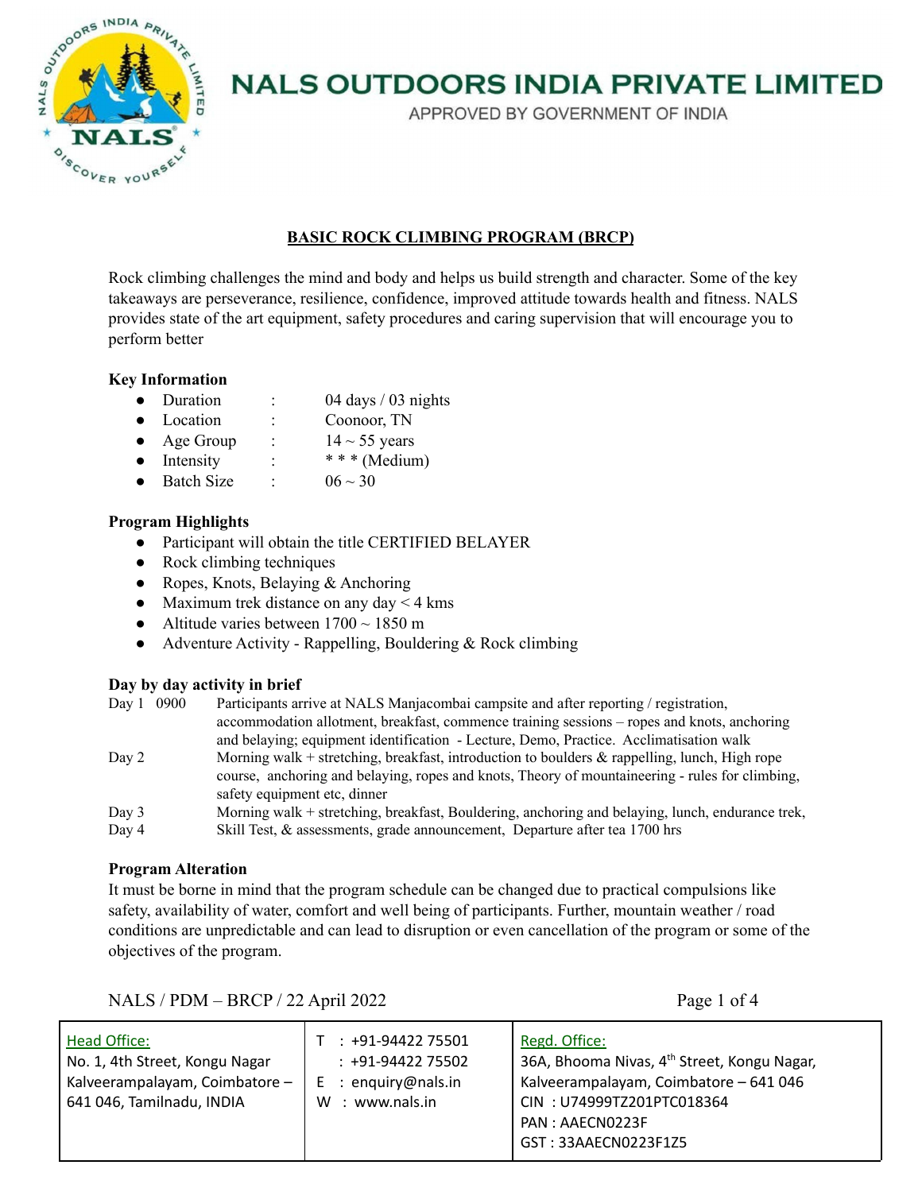# NALS OUTDOORS INDIA PRIVATE LIMITED

APPROVED BY GOVERNMENT OF INDIA

## BASIC ROCK CLIMBING PROGRAM (BRCP)

Rock climbing challenges the mind and body and helps us build strength and character. Some of the key takeaways are perseverance, resilience, confidence, improved attitude towards health and fitness. NALS provides state of the art equipment, safety procedures and caring supervision that will encourage you to perform better

### Key Information

- Duration : 04 days / 03 nights
- Location : Coonoor, TN
- Age Group : 14 ~ 55 years
- Intensity : * * * (Medium)
- Batch Size : 06 ~ 30

### Program Highlights

- Participant will obtain the title CERTIFIED BELAYER
- Rock climbing techniques
- Ropes, Knots, Belaying & Anchoring
- Maximum trek distance on any day < 4 kms
- Altitude varies between 1700 ~ 1850 m
- Adventure Activity - Rappelling, Bouldering & Rock climbing

### Day by day activity in brief

| Day | Activity |
|---|---|
| Day 1 0900 | Participants arrive at NALS Manjacombai campsite and after reporting / registration, accommodation allotment, breakfast, commence training sessions – ropes and knots, anchoring and belaying; equipment identification - Lecture, Demo, Practice. Acclimatisation walk |
| Day 2 | Morning walk + stretching, breakfast, introduction to boulders & rappelling, lunch, High rope course, anchoring and belaying, ropes and knots, Theory of mountaineering - rules for climbing, safety equipment etc, dinner |
| Day 3 | Morning walk + stretching, breakfast, Bouldering, anchoring and belaying, lunch, endurance trek, |
| Day 4 | Skill Test, & assessments, grade announcement, Departure after tea 1700 hrs |

### Program Alteration

It must be borne in mind that the program schedule can be changed due to practical compulsions like safety, availability of water, comfort and well being of participants. Further, mountain weather / road conditions are unpredictable and can lead to disruption or even cancellation of the program or some of the objectives of the program.

NALS / PDM – BRCP / 22 April 2022

| Head Office: | Contact | Regd. Office: |
|---|---|---|
| No. 1, 4th Street, Kongu Nagar Kalveerampalayam, Coimbatore – 641 046, Tamilnadu, INDIA | T : +91-94422 75501<br>: +91-94422 75502<br>E : enquiry@nals.in<br>W : www.nals.in | 36A, Bhooma Nivas, 4th Street, Kongu Nagar, Kalveerampalayam, Coimbatore – 641 046<br>CIN : U74999TZ201PTC018364<br>PAN : AAECN0223F<br>GST : 33AAECN0223F1Z5 |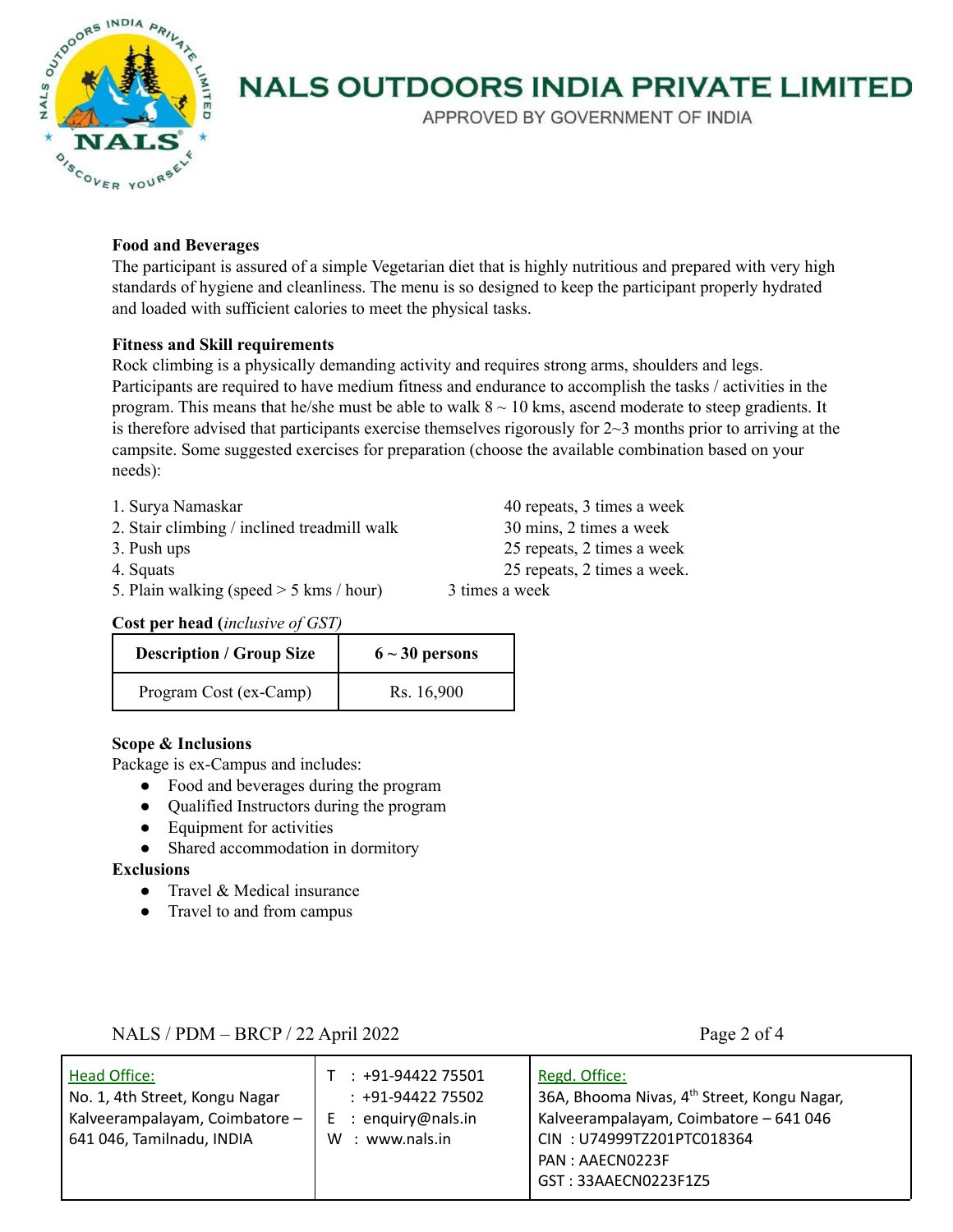**Food and Beverages**

The participant is assured of a simple Vegetarian diet that is highly nutritious and prepared with very high standards of hygiene and cleanliness. The menu is so designed to keep the participant properly hydrated and loaded with sufficient calories to meet the physical tasks.

**Fitness and Skill requirements**

Rock climbing is a physically demanding activity and requires strong arms, shoulders and legs. Participants are required to have medium fitness and endurance to accomplish the tasks / activities in the program. This means that he/she must be able to walk 8 ~ 10 kms, ascend moderate to steep gradients. It is therefore advised that participants exercise themselves rigorously for 2~3 months prior to arriving at the campsite. Some suggested exercises for preparation (choose the available combination based on your needs):

1. Surya Namaskar — 40 repeats, 3 times a week
2. Stair climbing / inclined treadmill walk — 30 mins, 2 times a week
3. Push ups — 25 repeats, 2 times a week
4. Squats — 25 repeats, 2 times a week.
5. Plain walking (speed > 5 kms / hour) — 3 times a week

**Cost per head (*inclusive of GST)***

| Description / Group Size | 6 ~ 30 persons |
|---|---|
| Program Cost (ex-Camp) | Rs. 16,900 |

**Scope & Inclusions**

Package is ex-Campus and includes:

- Food and beverages during the program
- Qualified Instructors during the program
- Equipment for activities
- Shared accommodation in dormitory

**Exclusions**

- Travel & Medical insurance
- Travel to and from campus

NALS / PDM – BRCP / 22 April 2022

| Head Office: No. 1, 4th Street, Kongu Nagar Kalveerampalayam, Coimbatore – 641 046, Tamilnadu, INDIA | T : +91-94422 75501 : +91-94422 75502 E : enquiry@nals.in W : www.nals.in | Regd. Office: 36A, Bhooma Nivas, 4th Street, Kongu Nagar, Kalveerampalayam, Coimbatore – 641 046 CIN : U74999TZ201PTC018364 PAN : AAECN0223F GST : 33AAECN0223F1Z5 |
|---|---|---|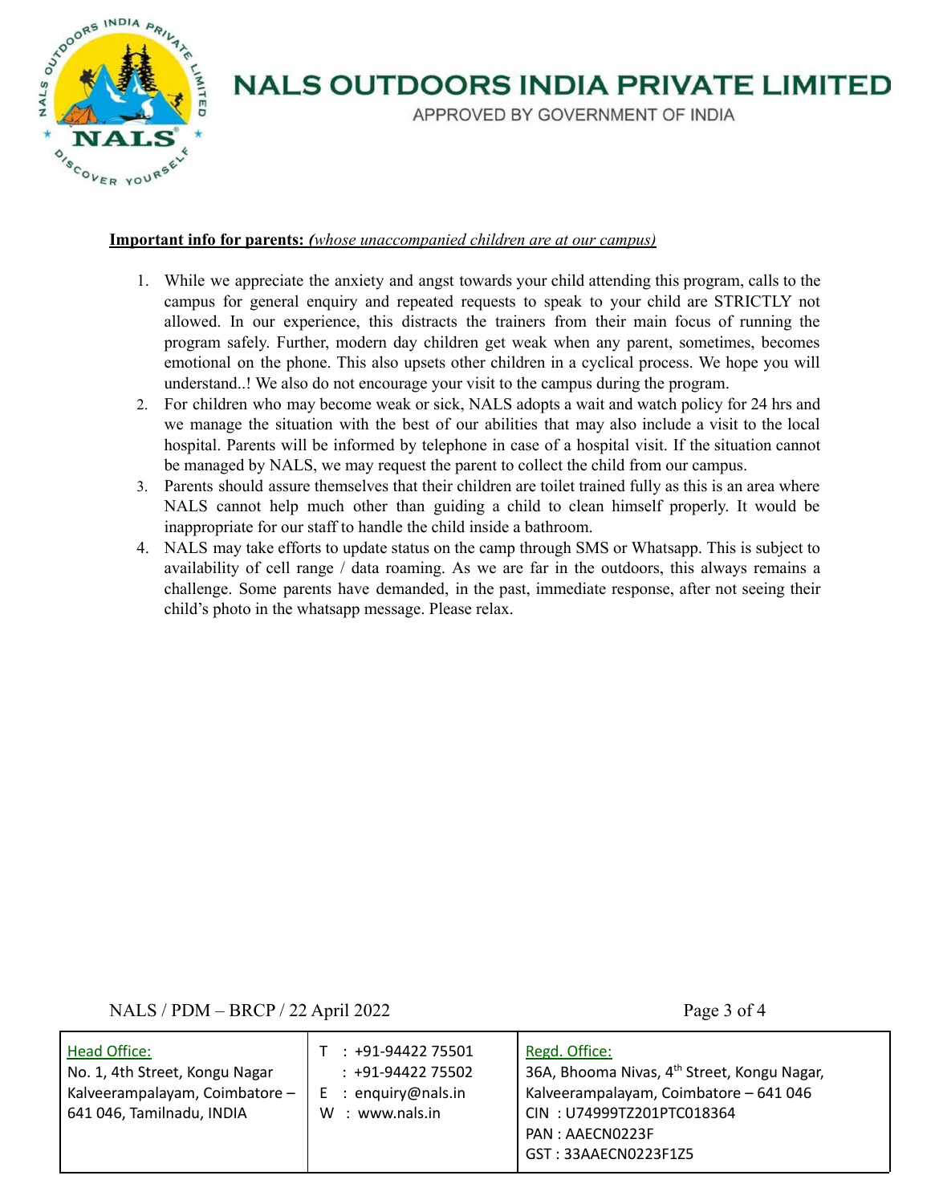**Important info for parents:** *(whose unaccompanied children are at our campus)*

1. While we appreciate the anxiety and angst towards your child attending this program, calls to the campus for general enquiry and repeated requests to speak to your child are STRICTLY not allowed. In our experience, this distracts the trainers from their main focus of running the program safely. Further, modern day children get weak when any parent, sometimes, becomes emotional on the phone. This also upsets other children in a cyclical process. We hope you will understand..! We also do not encourage your visit to the campus during the program.
2. For children who may become weak or sick, NALS adopts a wait and watch policy for 24 hrs and we manage the situation with the best of our abilities that may also include a visit to the local hospital. Parents will be informed by telephone in case of a hospital visit. If the situation cannot be managed by NALS, we may request the parent to collect the child from our campus.
3. Parents should assure themselves that their children are toilet trained fully as this is an area where NALS cannot help much other than guiding a child to clean himself properly. It would be inappropriate for our staff to handle the child inside a bathroom.
4. NALS may take efforts to update status on the camp through SMS or Whatsapp. This is subject to availability of cell range / data roaming. As we are far in the outdoors, this always remains a challenge. Some parents have demanded, in the past, immediate response, after not seeing their child's photo in the whatsapp message. Please relax.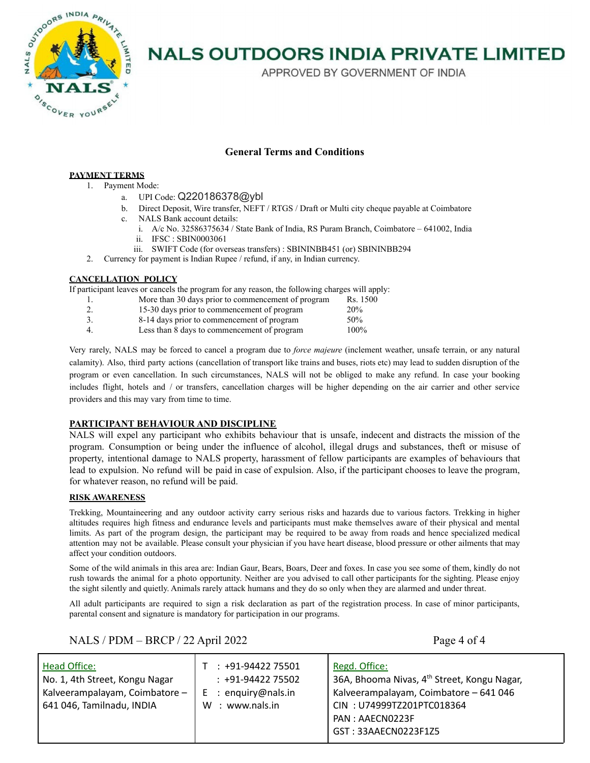# NALS OUTDOORS INDIA PRIVATE LIMITED

APPROVED BY GOVERNMENT OF INDIA

## General Terms and Conditions

### PAYMENT TERMS

1. Payment Mode:
   a. UPI Code: Q220186378@ybl
   b. Direct Deposit, Wire transfer, NEFT / RTGS / Draft or Multi city cheque payable at Coimbatore
   c. NALS Bank account details:
      i. A/c No. 32586375634 / State Bank of India, RS Puram Branch, Coimbatore – 641002, India
      ii. IFSC : SBIN0003061
      iii. SWIFT Code (for overseas transfers) : SBININBB451 (or) SBININBB294
2. Currency for payment is Indian Rupee / refund, if any, in Indian currency.

### CANCELLATION POLICY

If participant leaves or cancels the program for any reason, the following charges will apply:

| | | |
|---|---|---|
| 1. | More than 30 days prior to commencement of program | Rs. 1500 |
| 2. | 15-30 days prior to commencement of program | 20% |
| 3. | 8-14 days prior to commencement of program | 50% |
| 4. | Less than 8 days to commencement of program | 100% |

Very rarely, NALS may be forced to cancel a program due to *force majeure* (inclement weather, unsafe terrain, or any natural calamity). Also, third party actions (cancellation of transport like trains and buses, riots etc) may lead to sudden disruption of the program or even cancellation. In such circumstances, NALS will not be obliged to make any refund. In case your booking includes flight, hotels and / or transfers, cancellation charges will be higher depending on the air carrier and other service providers and this may vary from time to time.

### PARTICIPANT BEHAVIOUR AND DISCIPLINE

NALS will expel any participant who exhibits behaviour that is unsafe, indecent and distracts the mission of the program. Consumption or being under the influence of alcohol, illegal drugs and substances, theft or misuse of property, intentional damage to NALS property, harassment of fellow participants are examples of behaviours that lead to expulsion. No refund will be paid in case of expulsion. Also, if the participant chooses to leave the program, for whatever reason, no refund will be paid.

### RISK AWARENESS

Trekking, Mountaineering and any outdoor activity carry serious risks and hazards due to various factors. Trekking in higher altitudes requires high fitness and endurance levels and participants must make themselves aware of their physical and mental limits. As part of the program design, the participant may be required to be away from roads and hence specialized medical attention may not be available. Please consult your physician if you have heart disease, blood pressure or other ailments that may affect your condition outdoors.

Some of the wild animals in this area are: Indian Gaur, Bears, Boars, Deer and foxes. In case you see some of them, kindly do not rush towards the animal for a photo opportunity. Neither are you advised to call other participants for the sighting. Please enjoy the sight silently and quietly. Animals rarely attack humans and they do so only when they are alarmed and under threat.

All adult participants are required to sign a risk declaration as part of the registration process. In case of minor participants, parental consent and signature is mandatory for participation in our programs.

NALS / PDM – BRCP / 22 April 2022

| | | |
|---|---|---|
| Head Office:<br>No. 1, 4th Street, Kongu Nagar<br>Kalveerampalayam, Coimbatore – 641 046, Tamilnadu, INDIA | T : +91-94422 75501<br>: +91-94422 75502<br>E : enquiry@nals.in<br>W : www.nals.in | Regd. Office:<br>36A, Bhooma Nivas, 4th Street, Kongu Nagar, Kalveerampalayam, Coimbatore – 641 046<br>CIN : U74999TZ201PTC018364<br>PAN : AAECN0223F<br>GST : 33AAECN0223F1Z5 |